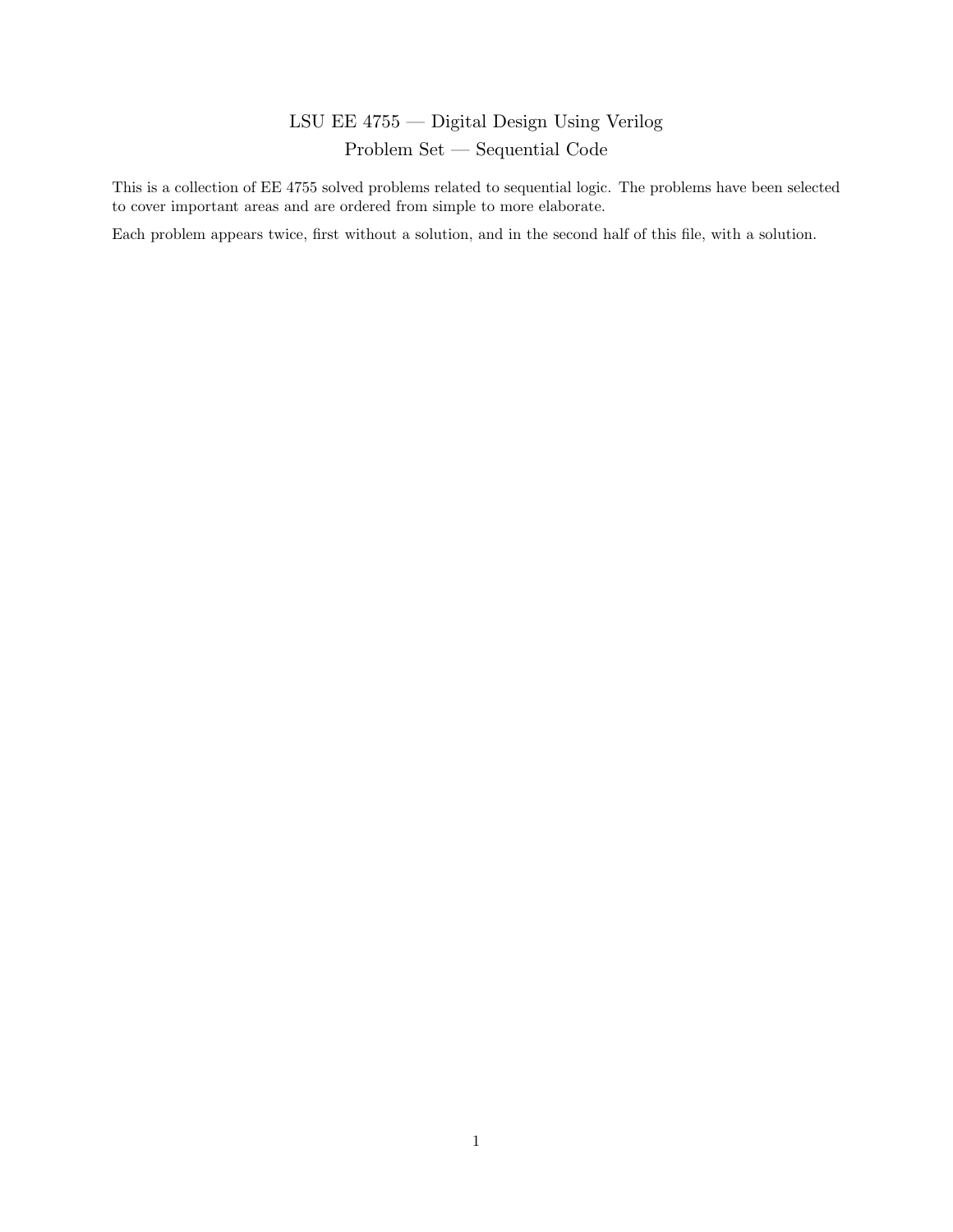# LSU EE 4755 — Digital Design Using Verilog

## Problem Set — Sequential Code

This is a collection of EE 4755 solved problems related to sequential logic. The problems have been selected to cover important areas and are ordered from simple to more elaborate.

Each problem appears twice, first without a solution, and in the second half of this file, with a solution.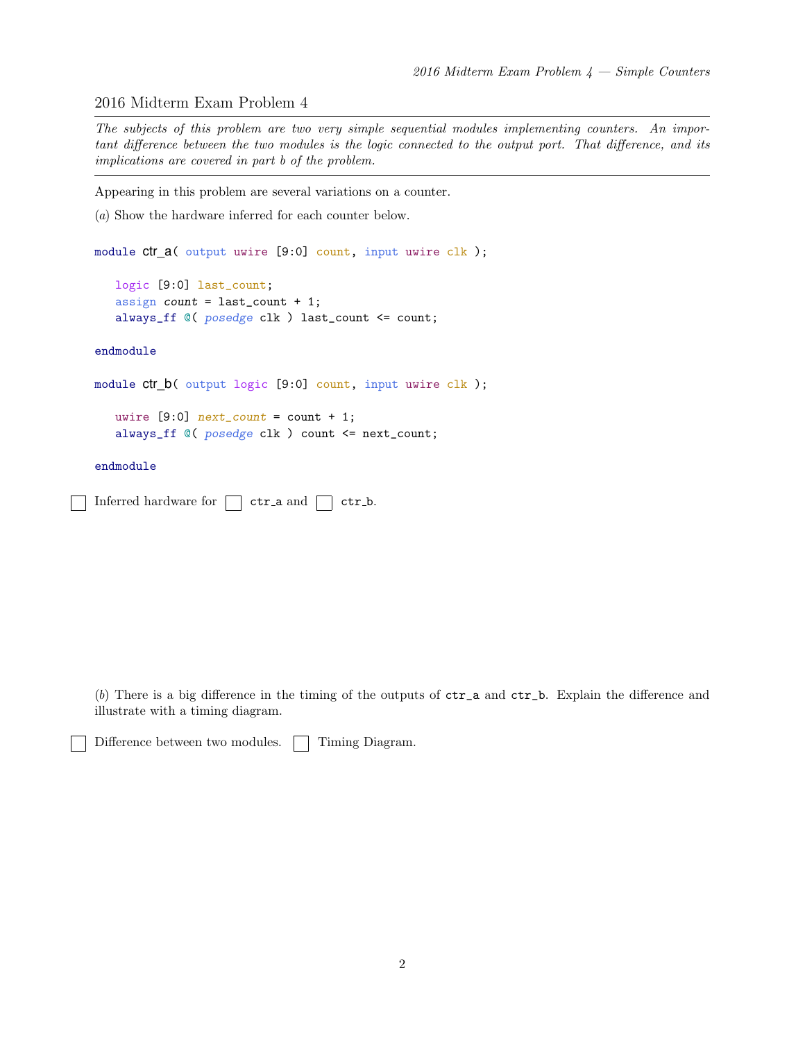## 2016 Midterm Exam Problem 4

*The subjects of this problem are two very simple sequential modules implementing counters. An important difference between the two modules is the logic connected to the output port. That difference, and its implications are covered in part b of the problem.*

Appearing in this problem are several variations on a counter.

(*a*) Show the hardware inferred for each counter below.

```
module ctr_a( output uwire [9:0] count, input uwire clk );

   logic [9:0] last_count;
   assign count = last_count + 1;
   always_ff @( posedge clk ) last_count <= count;

endmodule

module ctr_b( output logic [9:0] count, input uwire clk );

   uwire [9:0] next_count = count + 1;
   always_ff @( posedge clk ) count <= next_count;

endmodule
```

☐ Inferred hardware for ☐ ctr_a and ☐ ctr_b.

(*b*) There is a big difference in the timing of the outputs of ctr_a and ctr_b. Explain the difference and illustrate with a timing diagram.

☐ Difference between two modules. ☐ Timing Diagram.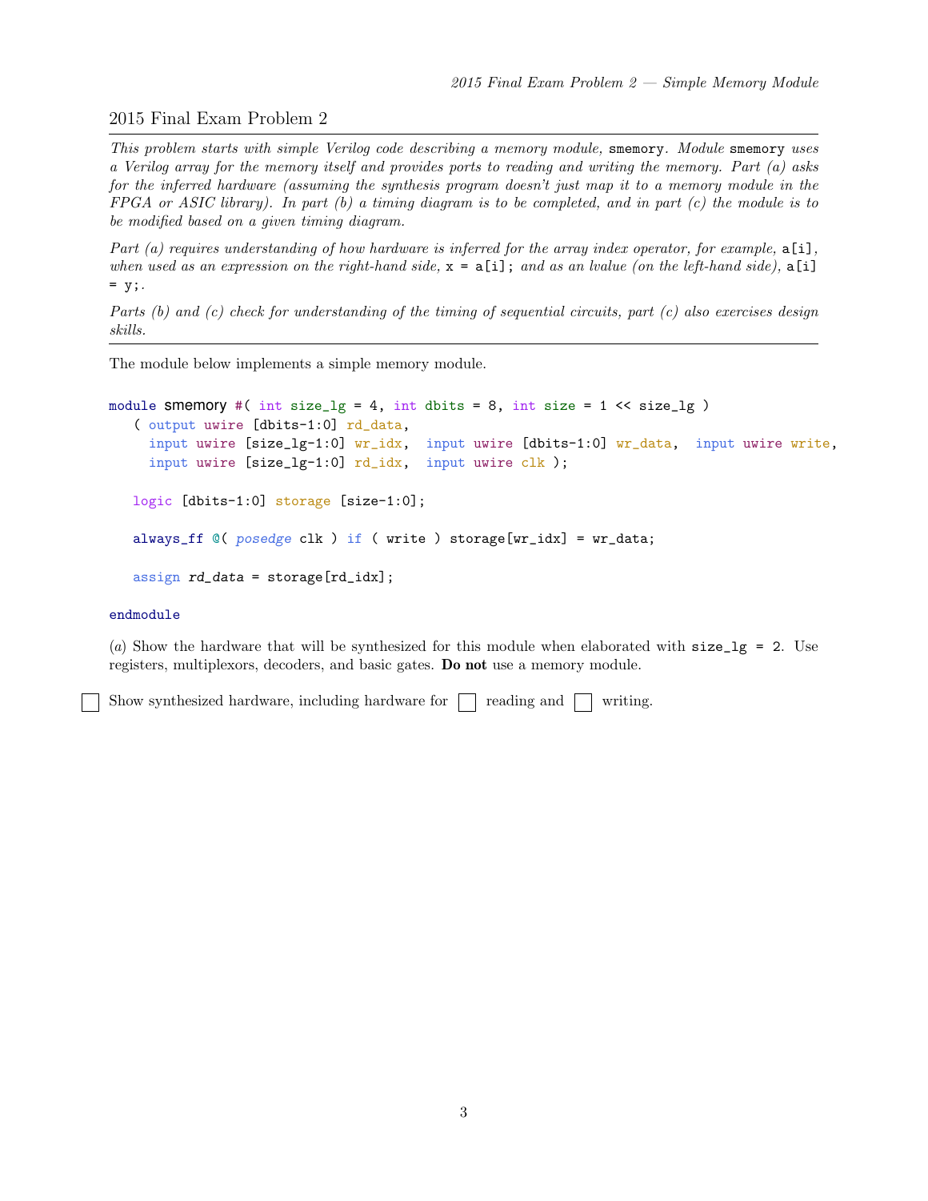## 2015 Final Exam Problem 2

*This problem starts with simple Verilog code describing a memory module,* `smemory`*. Module* `smemory` *uses a Verilog array for the memory itself and provides ports to reading and writing the memory. Part (a) asks for the inferred hardware (assuming the synthesis program doesn't just map it to a memory module in the FPGA or ASIC library). In part (b) a timing diagram is to be completed, and in part (c) the module is to be modified based on a given timing diagram.*

*Part (a) requires understanding of how hardware is inferred for the array index operator, for example,* `a[i]`*, when used as an expression on the right-hand side,* `x = a[i];` *and as an lvalue (on the left-hand side),* `a[i] = y;`*.*

*Parts (b) and (c) check for understanding of the timing of sequential circuits, part (c) also exercises design skills.*

---

The module below implements a simple memory module.

```
module smemory #( int size_lg = 4, int dbits = 8, int size = 1 << size_lg )
   ( output uwire [dbits-1:0] rd_data,
     input uwire [size_lg-1:0] wr_idx,  input uwire [dbits-1:0] wr_data,  input uwire write,
     input uwire [size_lg-1:0] rd_idx,  input uwire clk );

   logic [dbits-1:0] storage [size-1:0];

   always_ff @( posedge clk ) if ( write ) storage[wr_idx] = wr_data;

   assign rd_data = storage[rd_idx];

endmodule
```

(*a*) Show the hardware that will be synthesized for this module when elaborated with `size_lg = 2`. Use registers, multiplexors, decoders, and basic gates. **Do not** use a memory module.

☐ Show synthesized hardware, including hardware for ☐ reading and ☐ writing.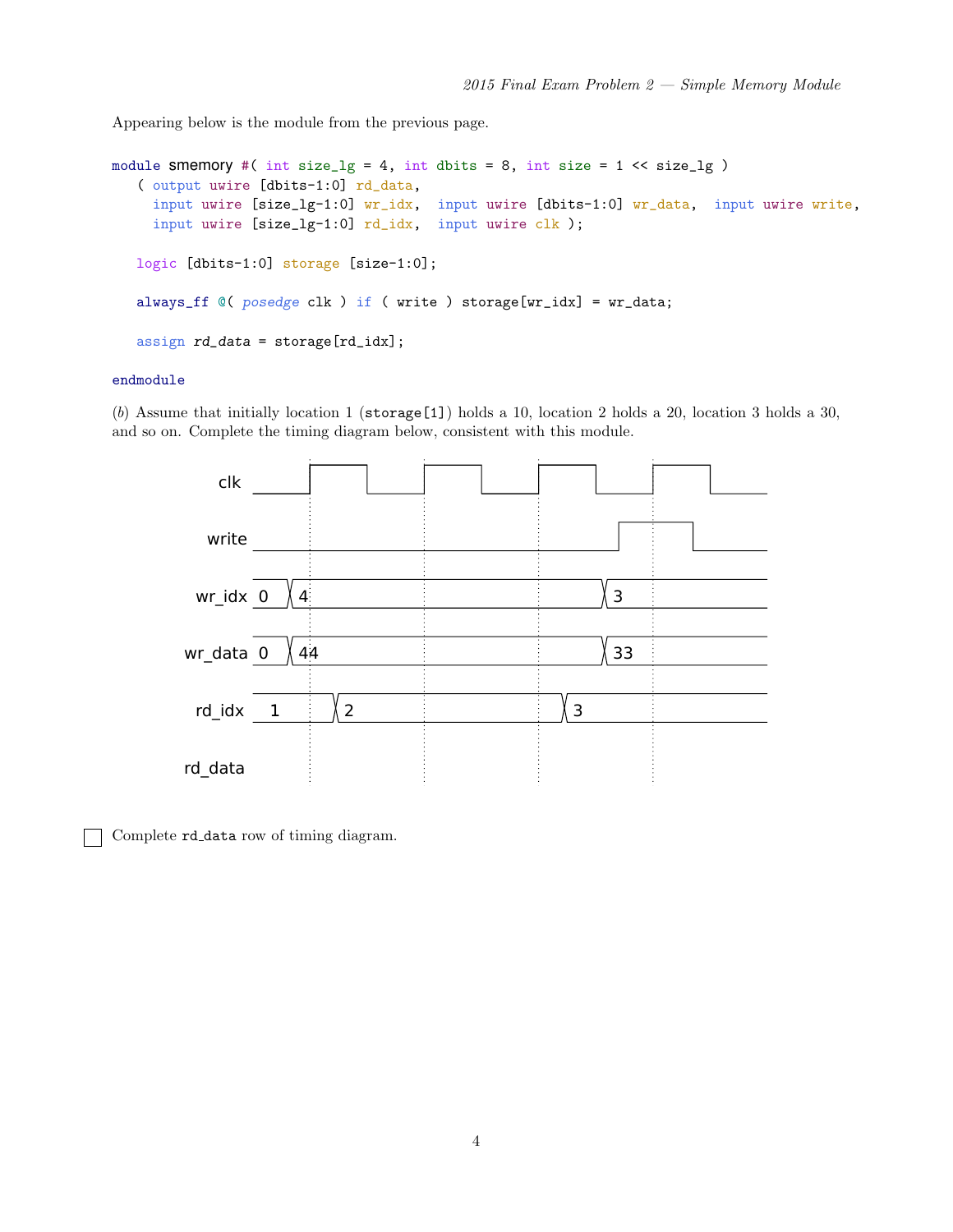Appearing below is the module from the previous page.

```
module smemory #( int size_lg = 4, int dbits = 8, int size = 1 << size_lg )
   ( output uwire [dbits-1:0] rd_data,
     input uwire [size_lg-1:0] wr_idx,  input uwire [dbits-1:0] wr_data,  input uwire write,
     input uwire [size_lg-1:0] rd_idx,  input uwire clk );

   logic [dbits-1:0] storage [size-1:0];

   always_ff @( posedge clk ) if ( write ) storage[wr_idx] = wr_data;

   assign rd_data = storage[rd_idx];

endmodule
```

(*b*) Assume that initially location 1 (`storage[1]`) holds a 10, location 2 holds a 20, location 3 holds a 30, and so on. Complete the timing diagram below, consistent with this module.

```
clk       ____|‾‾‾‾|____|‾‾‾‾|____|‾‾‾‾|____|‾‾‾‾|____
write     ________________________________|‾‾‾‾‾|____
wr_idx    0 X 4                          X 3
wr_data   0 X 44                         X 33
rd_idx    1      X 2                   X 3
rd_data
```

☐ Complete `rd_data` row of timing diagram.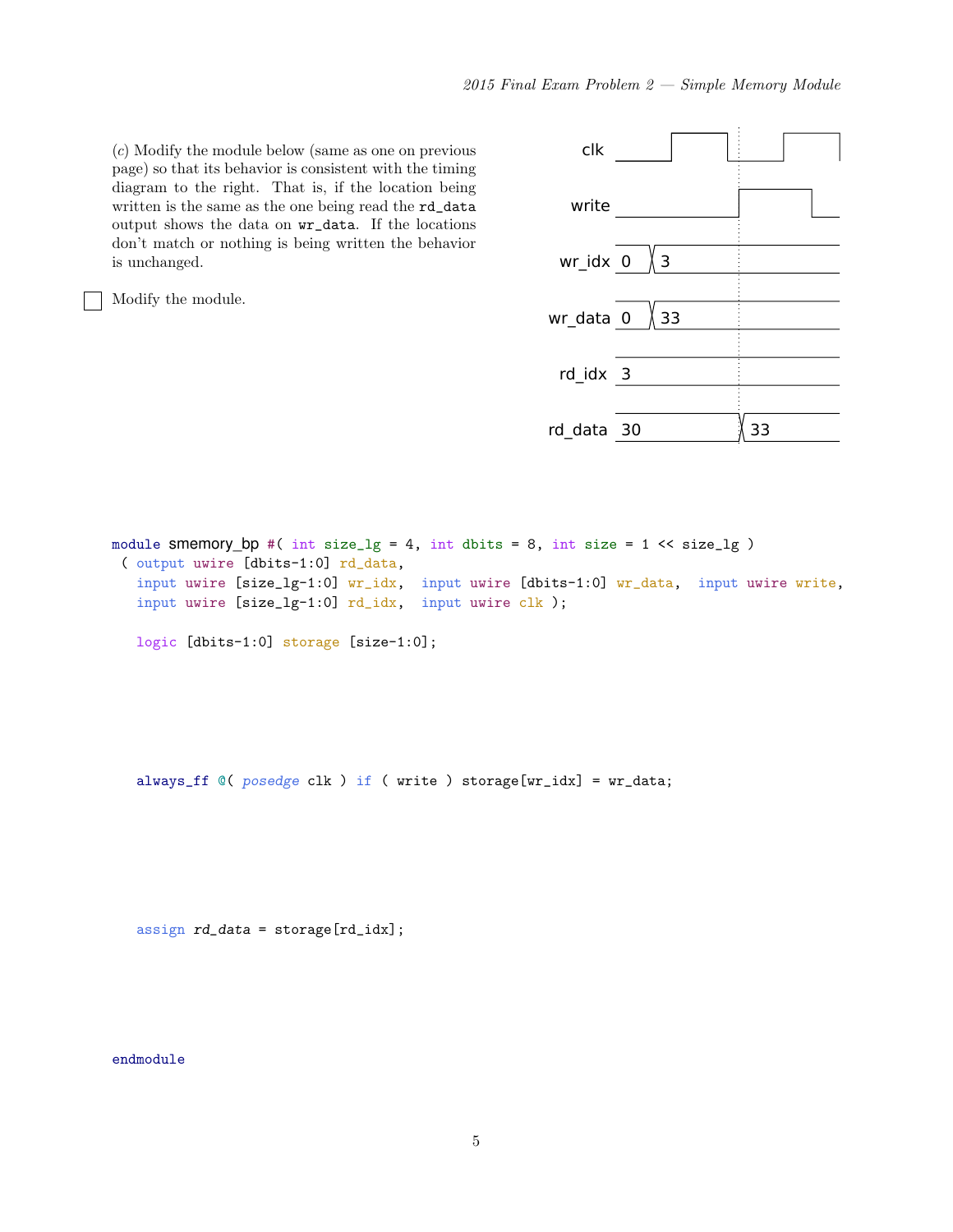(*c*) Modify the module below (same as one on previous page) so that its behavior is consistent with the timing diagram to the right. That is, if the location being written is the same as the one being read the `rd_data` output shows the data on `wr_data`. If the locations don't match or nothing is being written the behavior is unchanged.

☐ Modify the module.

| Signal | Values |
| --- | --- |
| clk | |
| write | |
| wr_idx | 0, 3 |
| wr_data | 0, 33 |
| rd_idx | 3 |
| rd_data | 30, 33 |

```
module smemory_bp #( int size_lg = 4, int dbits = 8, int size = 1 << size_lg )
 ( output uwire [dbits-1:0] rd_data,
   input uwire [size_lg-1:0] wr_idx,  input uwire [dbits-1:0] wr_data,  input uwire write,
   input uwire [size_lg-1:0] rd_idx,  input uwire clk );

   logic [dbits-1:0] storage [size-1:0];




   always_ff @( posedge clk ) if ( write ) storage[wr_idx] = wr_data;




   assign rd_data = storage[rd_idx];




endmodule
```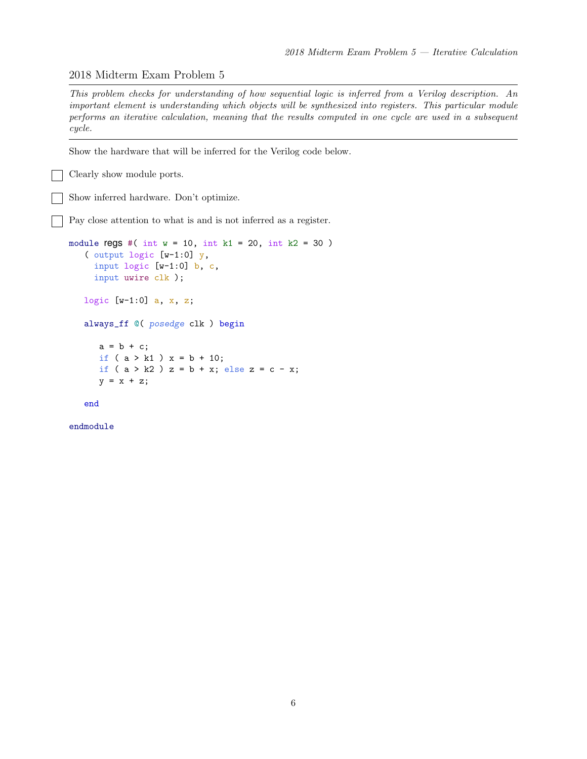## 2018 Midterm Exam Problem 5

*This problem checks for understanding of how sequential logic is inferred from a Verilog description. An important element is understanding which objects will be synthesized into registers. This particular module performs an iterative calculation, meaning that the results computed in one cycle are used in a subsequent cycle.*

---

Show the hardware that will be inferred for the Verilog code below.

- [ ] Clearly show module ports.
- [ ] Show inferred hardware. Don't optimize.
- [ ] Pay close attention to what is and is not inferred as a register.

```
module regs #( int w = 10, int k1 = 20, int k2 = 30 )
   ( output logic [w-1:0] y,
     input logic [w-1:0] b, c,
     input uwire clk );

   logic [w-1:0] a, x, z;

   always_ff @( posedge clk ) begin

      a = b + c;
      if ( a > k1 ) x = b + 10;
      if ( a > k2 ) z = b + x; else z = c - x;
      y = x + z;

   end

endmodule
```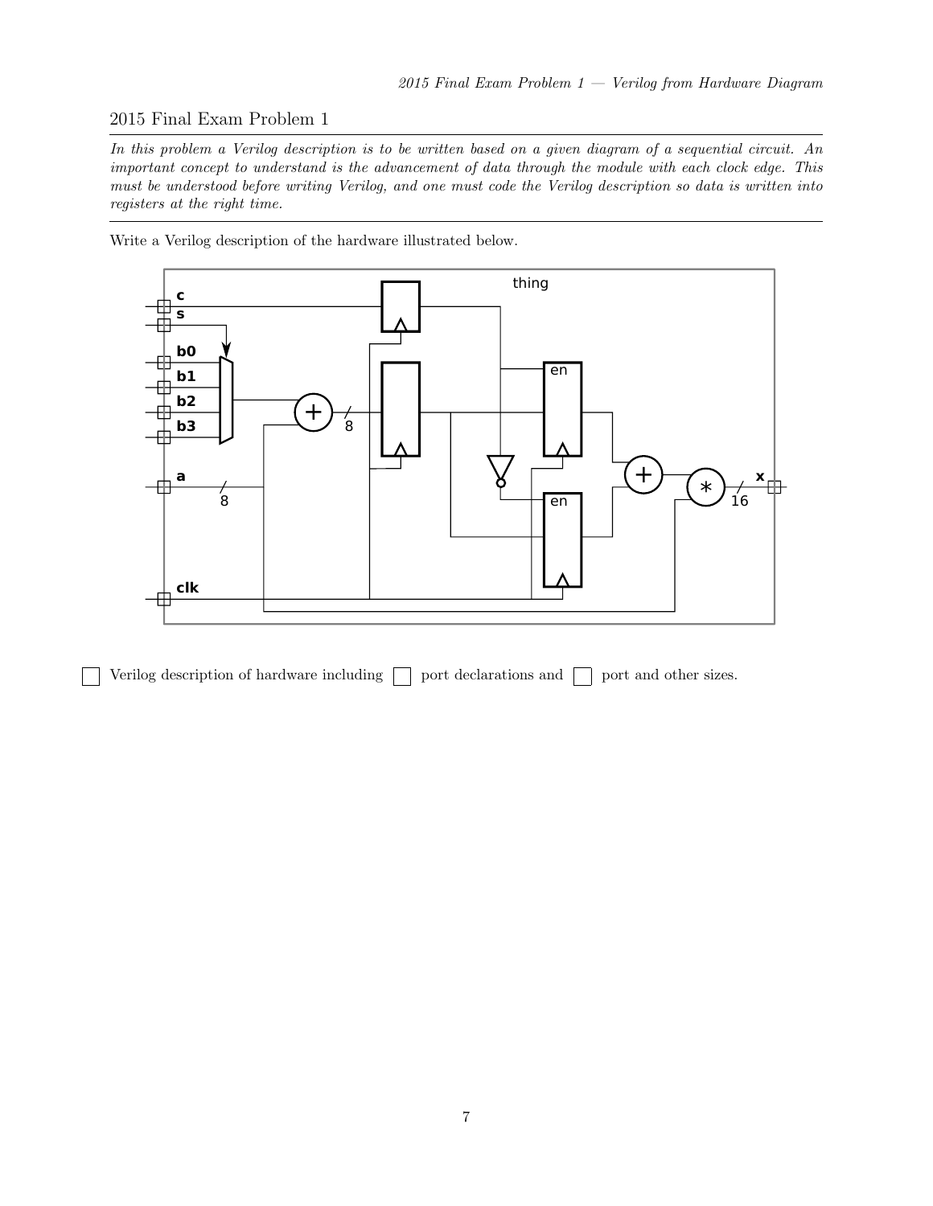2015 Final Exam Problem 1

*In this problem a Verilog description is to be written based on a given diagram of a sequential circuit. An important concept to understand is the advancement of data through the module with each clock edge. This must be understood before writing Verilog, and one must code the Verilog description so data is written into registers at the right time.*

Write a Verilog description of the hardware illustrated below.

☐ Verilog description of hardware including ☐ port declarations and ☐ port and other sizes.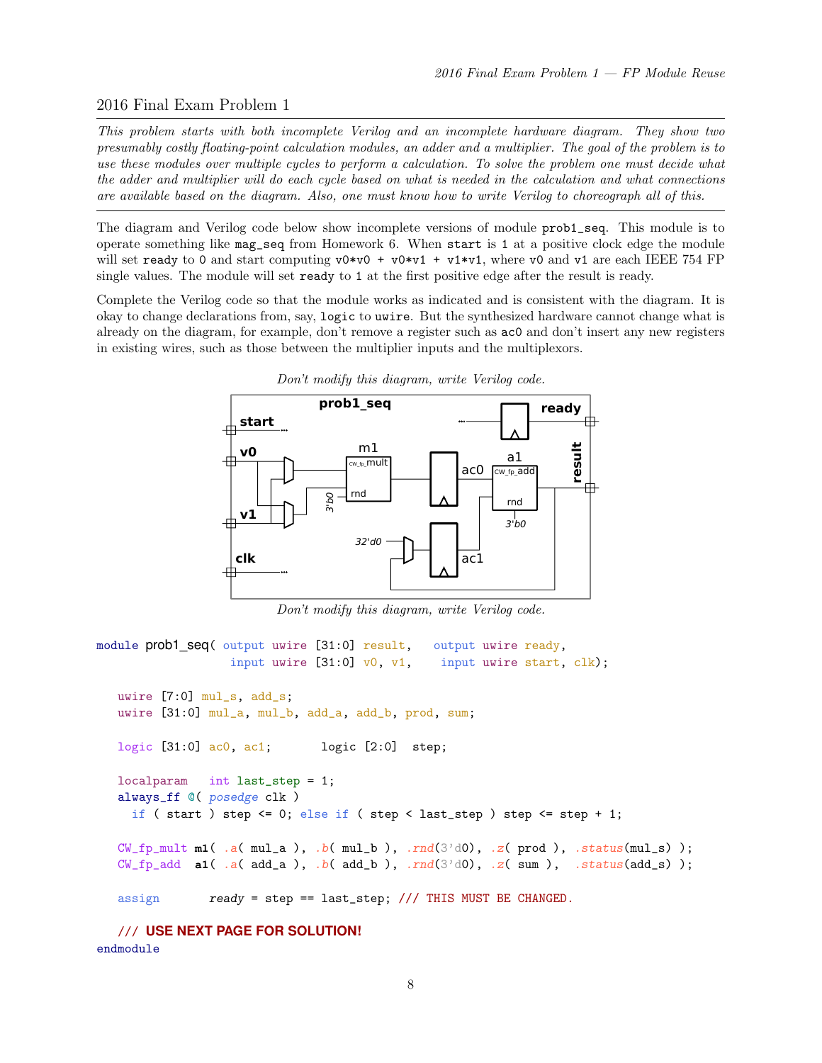## 2016 Final Exam Problem 1

*This problem starts with both incomplete Verilog and an incomplete hardware diagram. They show two presumably costly floating-point calculation modules, an adder and a multiplier. The goal of the problem is to use these modules over multiple cycles to perform a calculation. To solve the problem one must decide what the adder and multiplier will do each cycle based on what is needed in the calculation and what connections are available based on the diagram. Also, one must know how to write Verilog to choreograph all of this.*

---

The diagram and Verilog code below show incomplete versions of module `prob1_seq`. This module is to operate something like `mag_seq` from Homework 6. When `start` is 1 at a positive clock edge the module will set `ready` to 0 and start computing `v0*v0 + v0*v1 + v1*v1`, where `v0` and `v1` are each IEEE 754 FP single values. The module will set `ready` to 1 at the first positive edge after the result is ready.

Complete the Verilog code so that the module works as indicated and is consistent with the diagram. It is okay to change declarations from, say, `logic` to `uwire`. But the synthesized hardware cannot change what is already on the diagram, for example, don't remove a register such as `ac0` and don't insert any new registers in existing wires, such as those between the multiplier inputs and the multiplexors.

*Don't modify this diagram, write Verilog code.*

prob1_seq — start, v0, v1, clk, m1 (CW_fp_mult, rnd 3'b0), ac0, a1 (CW_fp_add, rnd 3'b0), ac1, 32'd0, ready, result

*Don't modify this diagram, write Verilog code.*

```
module prob1_seq( output uwire [31:0] result,   output uwire ready,
                  input uwire [31:0] v0, v1,    input uwire start, clk);

   uwire [7:0] mul_s, add_s;
   uwire [31:0] mul_a, mul_b, add_a, add_b, prod, sum;

   logic [31:0] ac0, ac1;       logic [2:0]  step;

   localparam  int last_step = 1;
   always_ff @( posedge clk )
     if ( start ) step <= 0; else if ( step < last_step ) step <= step + 1;

   CW_fp_mult m1( .a( mul_a ), .b( mul_b ), .rnd(3'd0), .z( prod ), .status(mul_s) );
   CW_fp_add  a1( .a( add_a ), .b( add_b ), .rnd(3'd0), .z( sum ),  .status(add_s) );

   assign       ready = step == last_step; /// THIS MUST BE CHANGED.

   /// USE NEXT PAGE FOR SOLUTION!
endmodule
```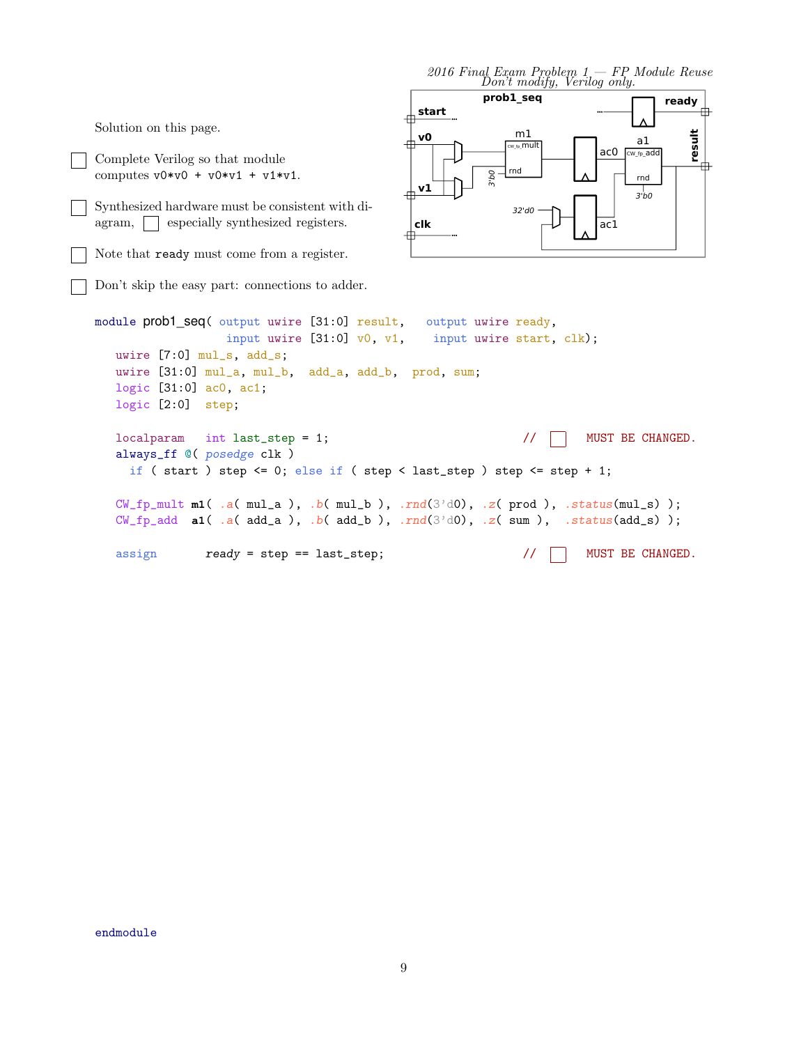*2016 Final Exam Problem 1 — FP Module Reuse*
*Don't modify, Verilog only.*

prob1_seq

start

ready

v0

m1

CW_fp_mult

rnd

3'b0

ac0

a1

CW_fp_add

rnd

3'b0

result

v1

32'd0

ac1

clk

Solution on this page.

☐ Complete Verilog so that module computes v0*v0 + v0*v1 + v1*v1.

☐ Synthesized hardware must be consistent with diagram, ☐ especially synthesized registers.

☐ Note that ready must come from a register.

☐ Don't skip the easy part: connections to adder.

```
module prob1_seq( output uwire [31:0] result,   output uwire ready,
                  input uwire [31:0] v0, v1,    input uwire start, clk);
   uwire [7:0] mul_s, add_s;
   uwire [31:0] mul_a, mul_b,  add_a, add_b,  prod, sum;
   logic [31:0] ac0, ac1;
   logic [2:0]  step;

   localparam  int last_step = 1;                    // ☐  MUST BE CHANGED.
   always_ff @( posedge clk )
     if ( start ) step <= 0; else if ( step < last_step ) step <= step + 1;

   CW_fp_mult m1( .a( mul_a ), .b( mul_b ), .rnd(3'd0), .z( prod ), .status(mul_s) );
   CW_fp_add  a1( .a( add_a ), .b( add_b ), .rnd(3'd0), .z( sum ),  .status(add_s) );

   assign      ready = step == last_step;            // ☐  MUST BE CHANGED.




endmodule
```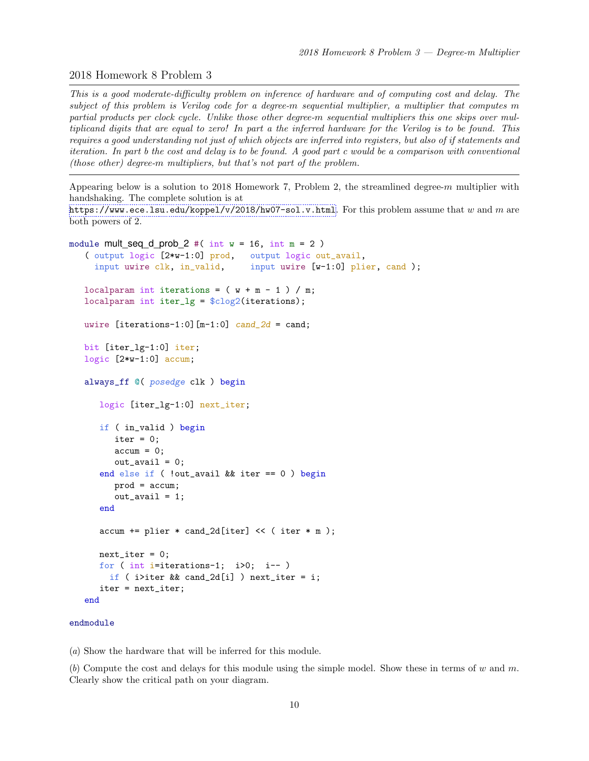## 2018 Homework 8 Problem 3

*This is a good moderate-difficulty problem on inference of hardware and of computing cost and delay. The subject of this problem is Verilog code for a degree-m sequential multiplier, a multiplier that computes m partial products per clock cycle. Unlike those other degree-m sequential multipliers this one skips over multiplicand digits that are equal to zero! In part a the inferred hardware for the Verilog is to be found. This requires a good understanding not just of which objects are inferred into registers, but also of if statements and iteration. In part b the cost and delay is to be found. A good part c would be a comparison with conventional (those other) degree-m multipliers, but that's not part of the problem.*

---

Appearing below is a solution to 2018 Homework 7, Problem 2, the streamlined degree-$m$ multiplier with handshaking. The complete solution is at https://www.ece.lsu.edu/koppel/v/2018/hw07-sol.v.html. For this problem assume that $w$ and $m$ are both powers of 2.

```
module mult_seq_d_prob_2 #( int w = 16, int m = 2 )
   ( output logic [2*w-1:0] prod,   output logic out_avail,
     input uwire clk, in_valid,     input uwire [w-1:0] plier, cand );

   localparam int iterations = ( w + m - 1 ) / m;
   localparam int iter_lg = $clog2(iterations);

   uwire [iterations-1:0][m-1:0] cand_2d = cand;

   bit [iter_lg-1:0] iter;
   logic [2*w-1:0] accum;

   always_ff @( posedge clk ) begin

      logic [iter_lg-1:0] next_iter;

      if ( in_valid ) begin
         iter = 0;
         accum = 0;
         out_avail = 0;
      end else if ( !out_avail && iter == 0 ) begin
         prod = accum;
         out_avail = 1;
      end

      accum += plier * cand_2d[iter] << ( iter * m );

      next_iter = 0;
      for ( int i=iterations-1;  i>0;  i-- )
        if ( i>iter && cand_2d[i] ) next_iter = i;
      iter = next_iter;
   end

endmodule
```

(*a*) Show the hardware that will be inferred for this module.

(*b*) Compute the cost and delays for this module using the simple model. Show these in terms of $w$ and $m$. Clearly show the critical path on your diagram.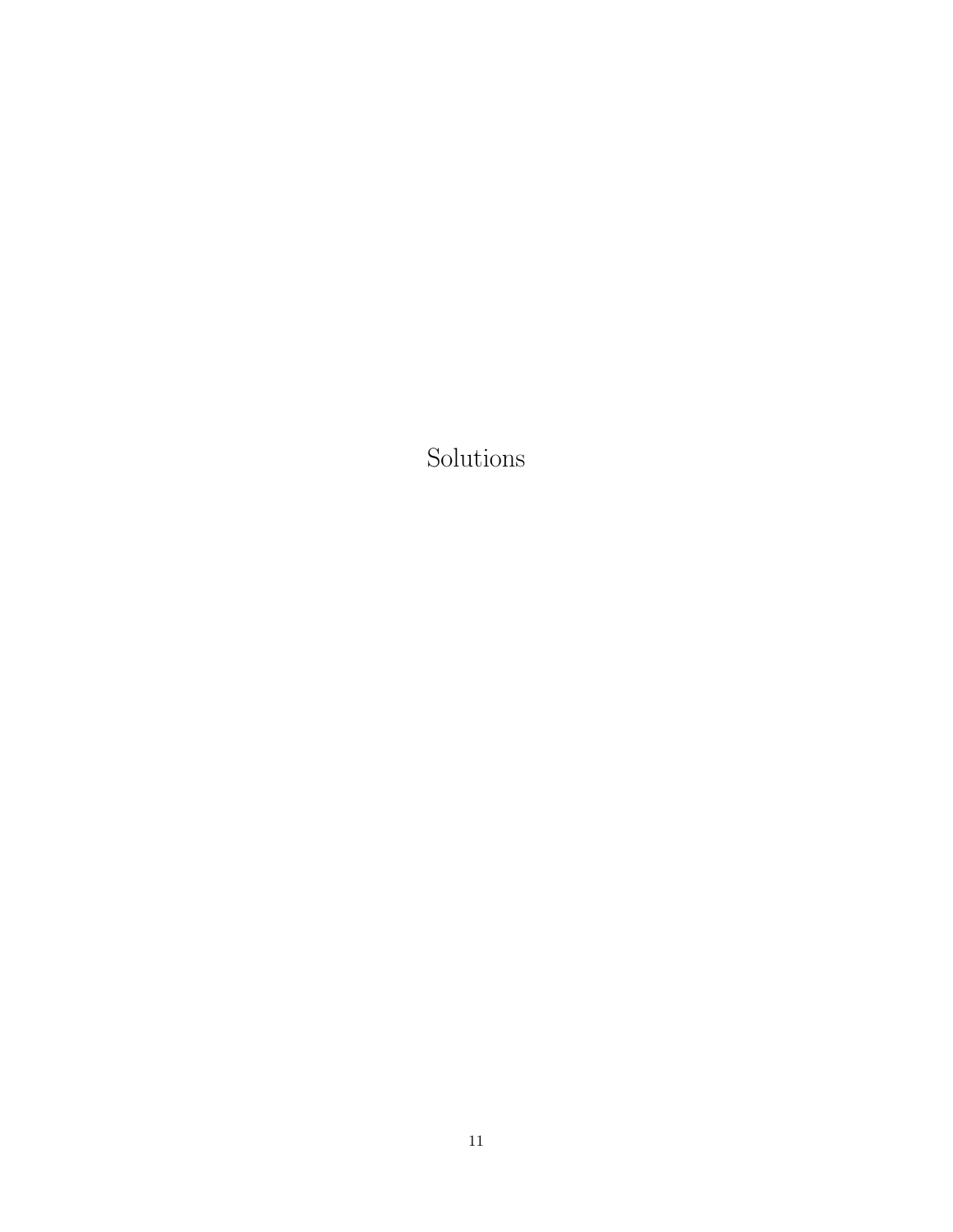# Solutions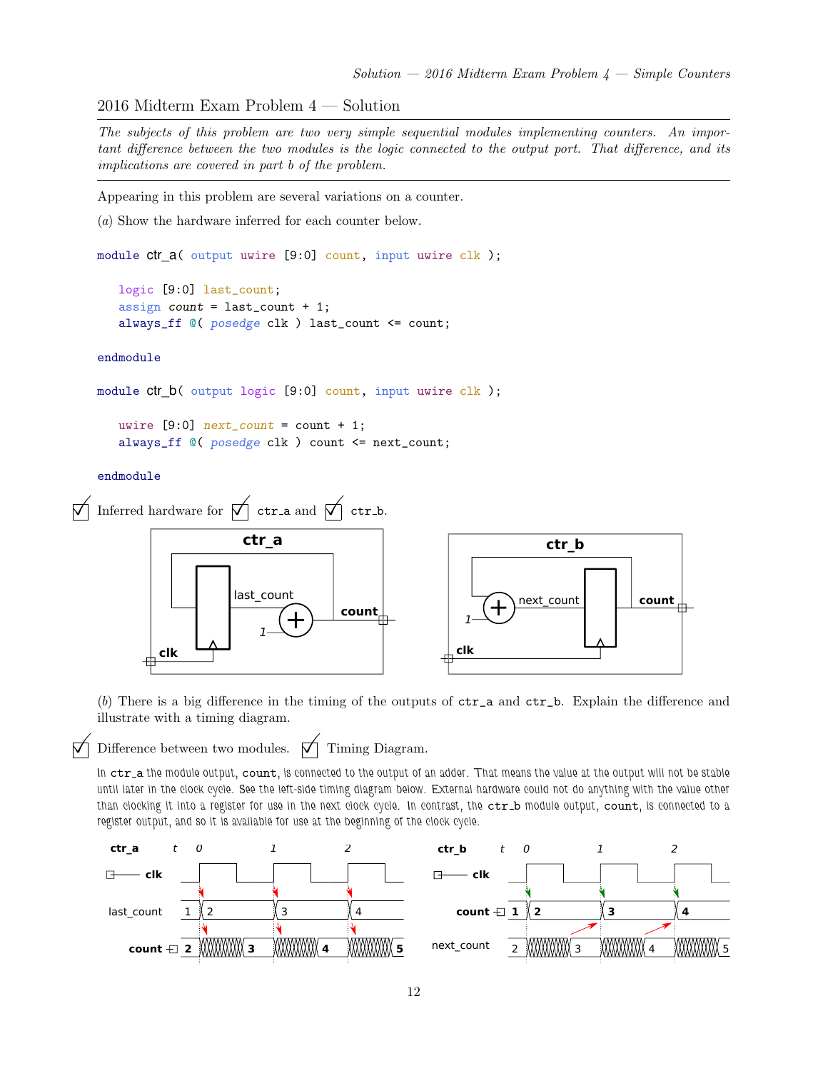# 2016 Midterm Exam Problem 4 — Solution

*The subjects of this problem are two very simple sequential modules implementing counters. An important difference between the two modules is the logic connected to the output port. That difference, and its implications are covered in part b of the problem.*

Appearing in this problem are several variations on a counter.

(*a*) Show the hardware inferred for each counter below.

```
module ctr_a( output uwire [9:0] count, input uwire clk );

   logic [9:0] last_count;
   assign count = last_count + 1;
   always_ff @( posedge clk ) last_count <= count;

endmodule

module ctr_b( output logic [9:0] count, input uwire clk );

   uwire [9:0] next_count = count + 1;
   always_ff @( posedge clk ) count <= next_count;

endmodule
```

☑ Inferred hardware for ☑ ctr_a and ☑ ctr_b.

(*b*) There is a big difference in the timing of the outputs of ctr_a and ctr_b. Explain the difference and illustrate with a timing diagram.

☑ Difference between two modules. ☑ Timing Diagram.

In ctr_a the module output, count, is connected to the output of an adder. That means the value at the output will not be stable until later in the clock cycle. See the left-side timing diagram below. External hardware could not do anything with the value other than clocking it into a register for use in the next clock cycle. In contrast, the ctr_b module output, count, is connected to a register output, and so it is available for use at the beginning of the clock cycle.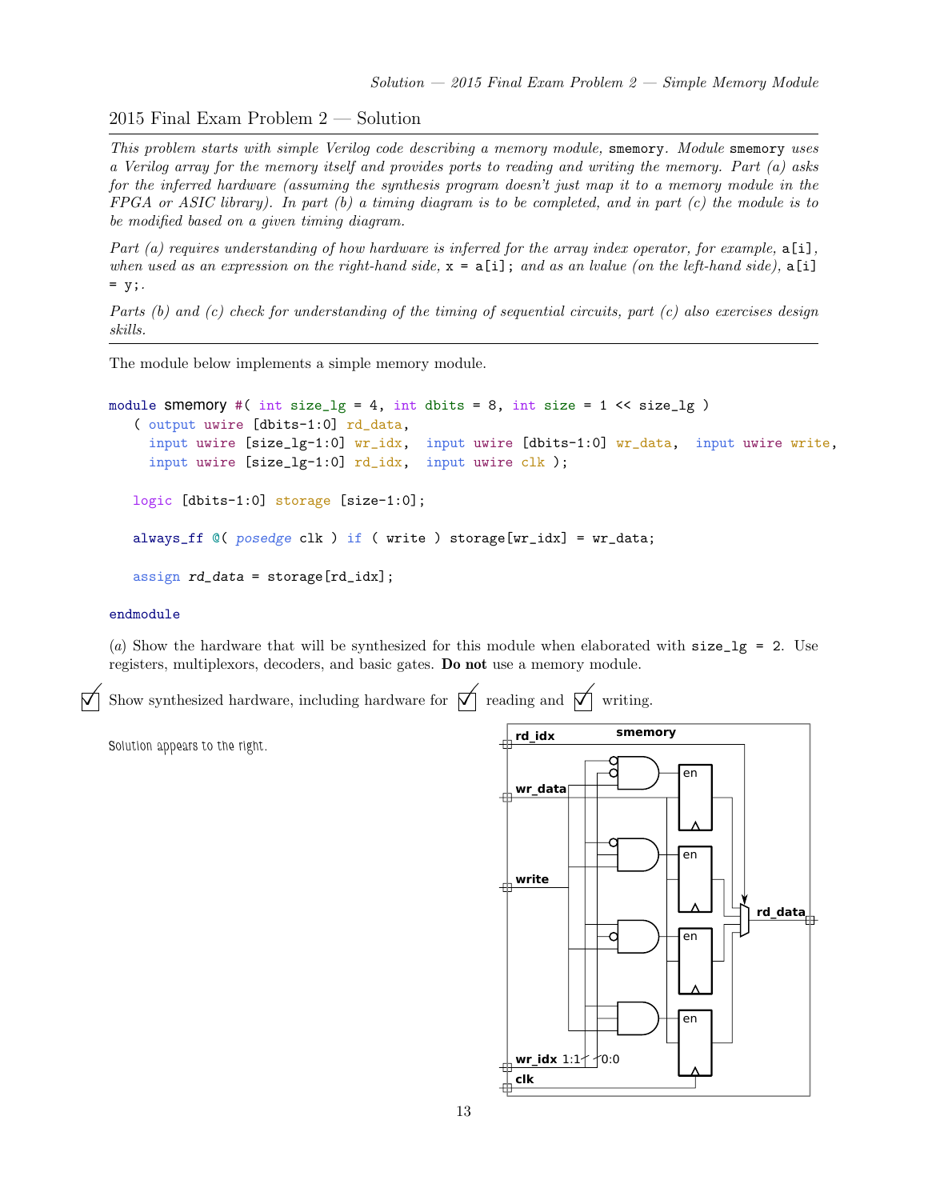## 2015 Final Exam Problem 2 — Solution

*This problem starts with simple Verilog code describing a memory module, `smemory`. Module `smemory` uses a Verilog array for the memory itself and provides ports to reading and writing the memory. Part (a) asks for the inferred hardware (assuming the synthesis program doesn't just map it to a memory module in the FPGA or ASIC library). In part (b) a timing diagram is to be completed, and in part (c) the module is to be modified based on a given timing diagram.*

*Part (a) requires understanding of how hardware is inferred for the array index operator, for example, `a[i]`, when used as an expression on the right-hand side, `x = a[i];` and as an lvalue (on the left-hand side), `a[i] = y;`.*

*Parts (b) and (c) check for understanding of the timing of sequential circuits, part (c) also exercises design skills.*

---

The module below implements a simple memory module.

```
module smemory #( int size_lg = 4, int dbits = 8, int size = 1 << size_lg )
   ( output uwire [dbits-1:0] rd_data,
     input uwire [size_lg-1:0] wr_idx,  input uwire [dbits-1:0] wr_data,  input uwire write,
     input uwire [size_lg-1:0] rd_idx,  input uwire clk );

   logic [dbits-1:0] storage [size-1:0];

   always_ff @( posedge clk ) if ( write ) storage[wr_idx] = wr_data;

   assign rd_data = storage[rd_idx];

endmodule
```

(*a*) Show the hardware that will be synthesized for this module when elaborated with `size_lg = 2`. Use registers, multiplexors, decoders, and basic gates. **Do not** use a memory module.

☑ Show synthesized hardware, including hardware for ☑ reading and ☑ writing.

Solution appears to the right.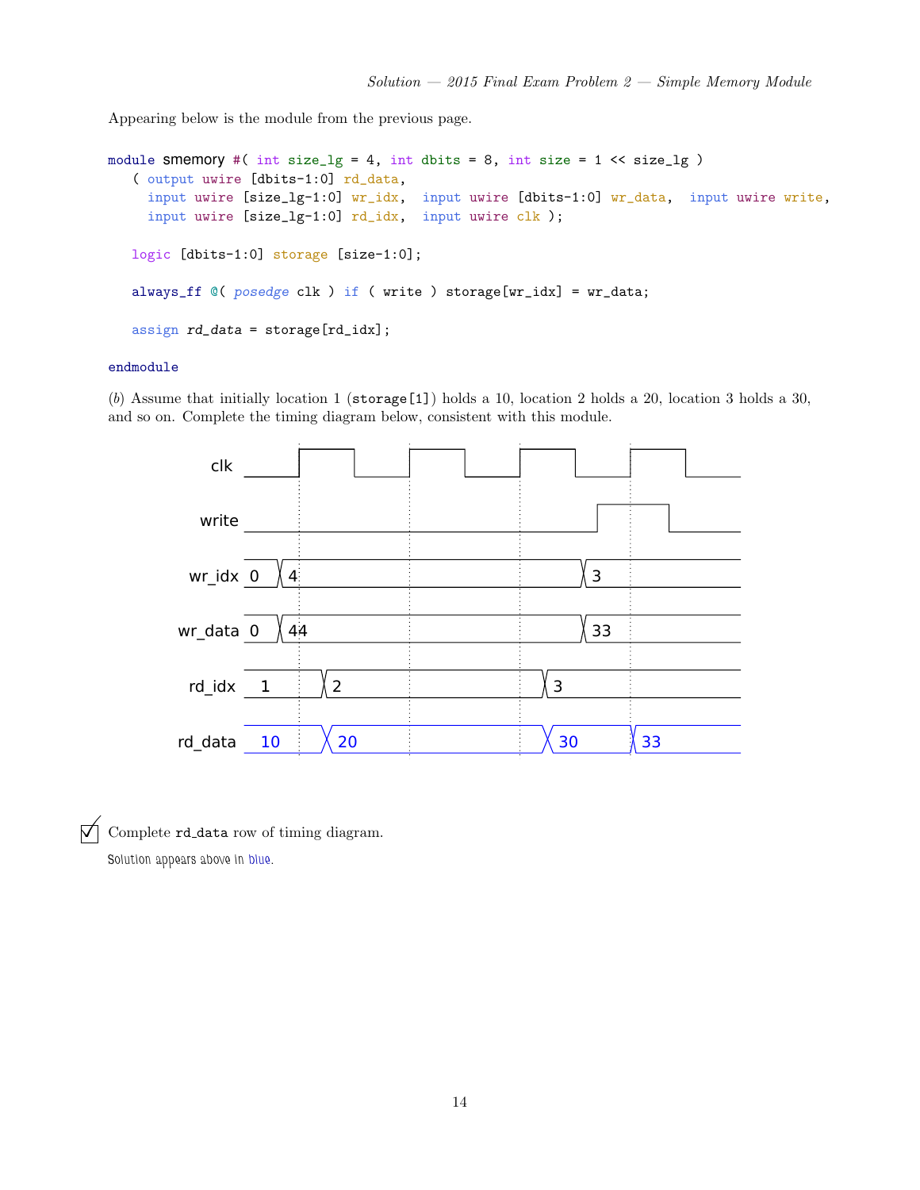Appearing below is the module from the previous page.

```
module smemory #( int size_lg = 4, int dbits = 8, int size = 1 << size_lg )
   ( output uwire [dbits-1:0] rd_data,
     input uwire [size_lg-1:0] wr_idx,  input uwire [dbits-1:0] wr_data,  input uwire write,
     input uwire [size_lg-1:0] rd_idx,  input uwire clk );

   logic [dbits-1:0] storage [size-1:0];

   always_ff @( posedge clk ) if ( write ) storage[wr_idx] = wr_data;

   assign rd_data = storage[rd_idx];

endmodule
```

(*b*) Assume that initially location 1 (storage[1]) holds a 10, location 2 holds a 20, location 3 holds a 30, and so on. Complete the timing diagram below, consistent with this module.

| Signal | Values over time |
| --- | --- |
| clk | 4 rising edges |
| write | 0, goes high shortly before 4th rising edge, then low |
| wr_idx | 0, 4, 3 |
| wr_data | 0, 44, 33 |
| rd_idx | 1, 2, 3 |
| rd_data | 10, 20, 30, 33 |

☑ Complete rd_data row of timing diagram.

Solution appears above in blue.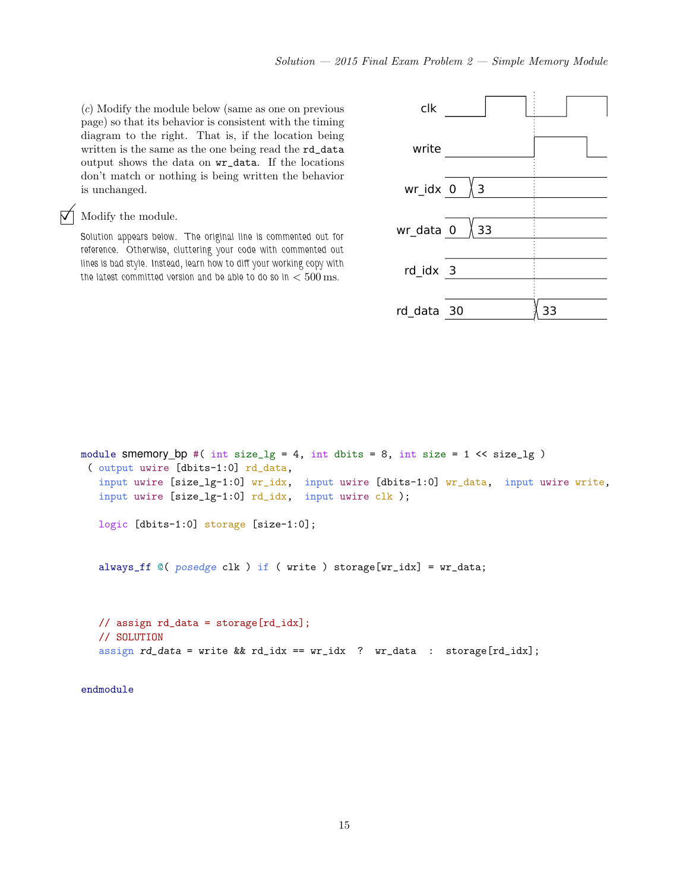(*c*) Modify the module below (same as one on previous page) so that its behavior is consistent with the timing diagram to the right. That is, if the location being written is the same as the one being read the `rd_data` output shows the data on `wr_data`. If the locations don't match or nothing is being written the behavior is unchanged.

☑ Modify the module.

Solution appears below. The original line is commented out for reference. Otherwise, cluttering your code with commented out lines is bad style. Instead, learn how to diff your working copy with the latest committed version and be able to do so in < 500 ms.

| Signal | Before | After |
|---|---|---|
| clk | | |
| write | | |
| wr_idx | 0 | 3 |
| wr_data | 0 | 33 |
| rd_idx | 3 | |
| rd_data | 30 | 33 |

```
module smemory_bp #( int size_lg = 4, int dbits = 8, int size = 1 << size_lg )
 ( output uwire [dbits-1:0] rd_data,
   input uwire [size_lg-1:0] wr_idx,  input uwire [dbits-1:0] wr_data,  input uwire write,
   input uwire [size_lg-1:0] rd_idx,  input uwire clk );

   logic [dbits-1:0] storage [size-1:0];


   always_ff @( posedge clk ) if ( write ) storage[wr_idx] = wr_data;



   // assign rd_data = storage[rd_idx];
   // SOLUTION
   assign rd_data = write && rd_idx == wr_idx  ?  wr_data  :  storage[rd_idx];


endmodule
```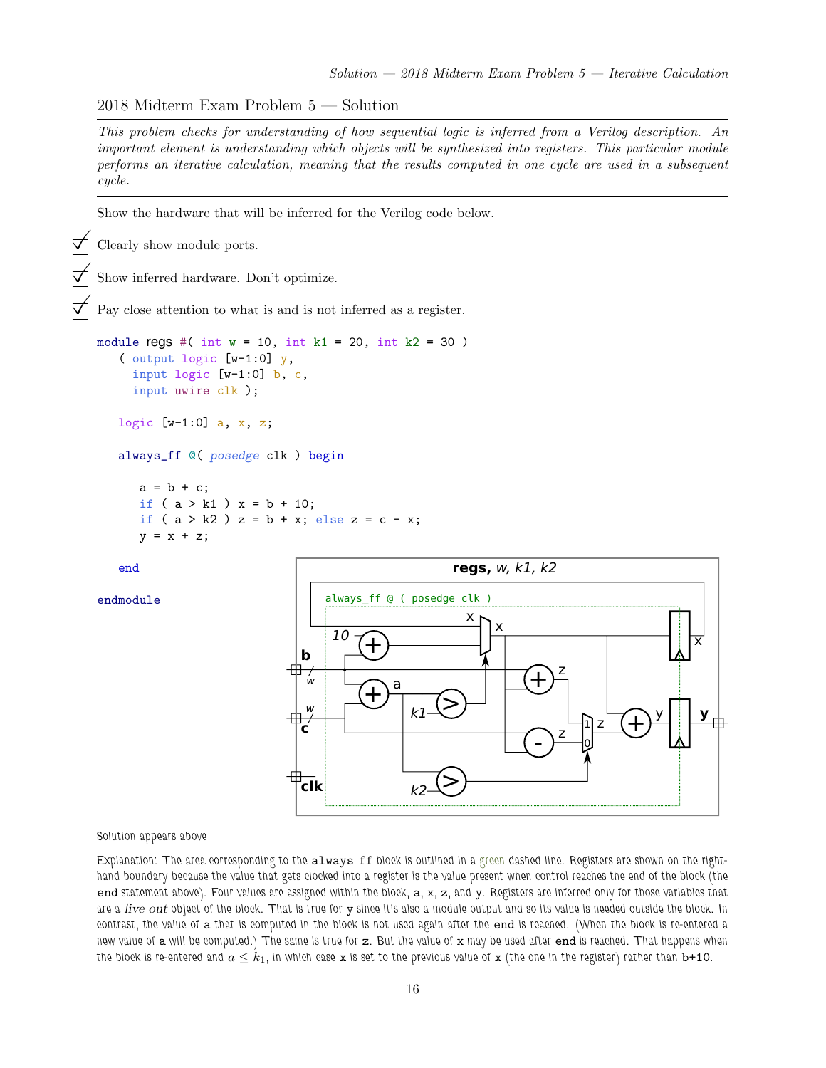## 2018 Midterm Exam Problem 5 — Solution

*This problem checks for understanding of how sequential logic is inferred from a Verilog description. An important element is understanding which objects will be synthesized into registers. This particular module performs an iterative calculation, meaning that the results computed in one cycle are used in a subsequent cycle.*

Show the hardware that will be inferred for the Verilog code below.

- ☑ Clearly show module ports.
- ☑ Show inferred hardware. Don't optimize.
- ☑ Pay close attention to what is and is not inferred as a register.

```
module regs #( int w = 10, int k1 = 20, int k2 = 30 )
   ( output logic [w-1:0] y,
     input logic [w-1:0] b, c,
     input uwire clk );

   logic [w-1:0] a, x, z;

   always_ff @( posedge clk ) begin

      a = b + c;
      if ( a > k1 ) x = b + 10;
      if ( a > k2 ) z = b + x; else z = c - x;
      y = x + z;

   end

endmodule
```

Solution appears above

Explanation: The area corresponding to the `always_ff` block is outlined in a green dashed line. Registers are shown on the right-hand boundary because the value that gets clocked into a register is the value present when control reaches the end of the block (the `end` statement above). Four values are assigned within the block, `a`, `x`, `z`, and `y`. Registers are inferred only for those variables that are a *live out* object of the block. That is true for `y` since it's also a module output and so its value is needed outside the block. In contrast, the value of `a` that is computed in the block is not used again after the `end` is reached. (When the block is re-entered `a` new value of `a` will be computed.) The same is true for `z`. But the value of `x` may be used after `end` is reached. That happens when the block is re-entered and $a \le k_1$, in which case `x` is set to the previous value of `x` (the one in the register) rather than `b+10`.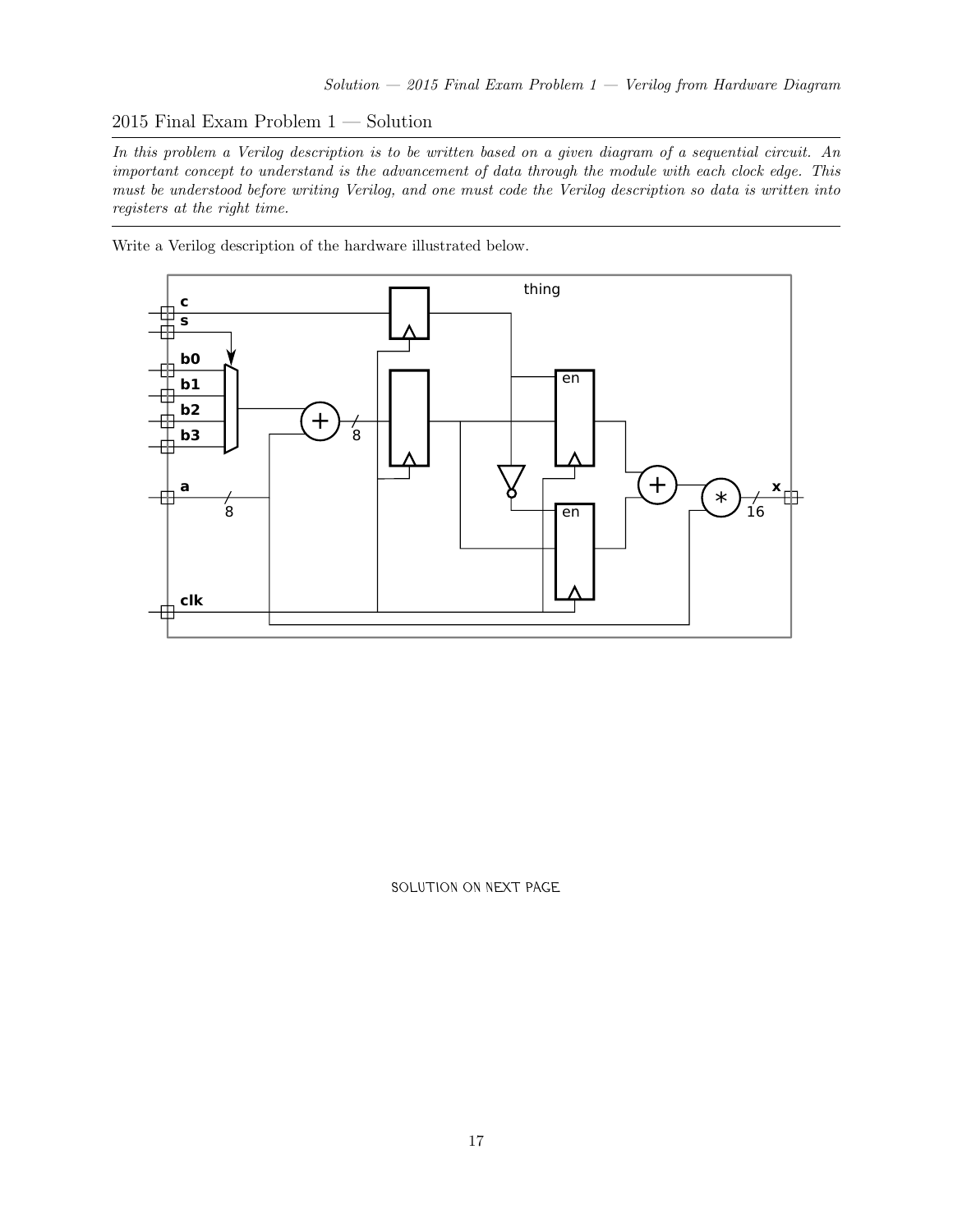## 2015 Final Exam Problem 1 — Solution

*In this problem a Verilog description is to be written based on a given diagram of a sequential circuit. An important concept to understand is the advancement of data through the module with each clock edge. This must be understood before writing Verilog, and one must code the Verilog description so data is written into registers at the right time.*

Write a Verilog description of the hardware illustrated below.

SOLUTION ON NEXT PAGE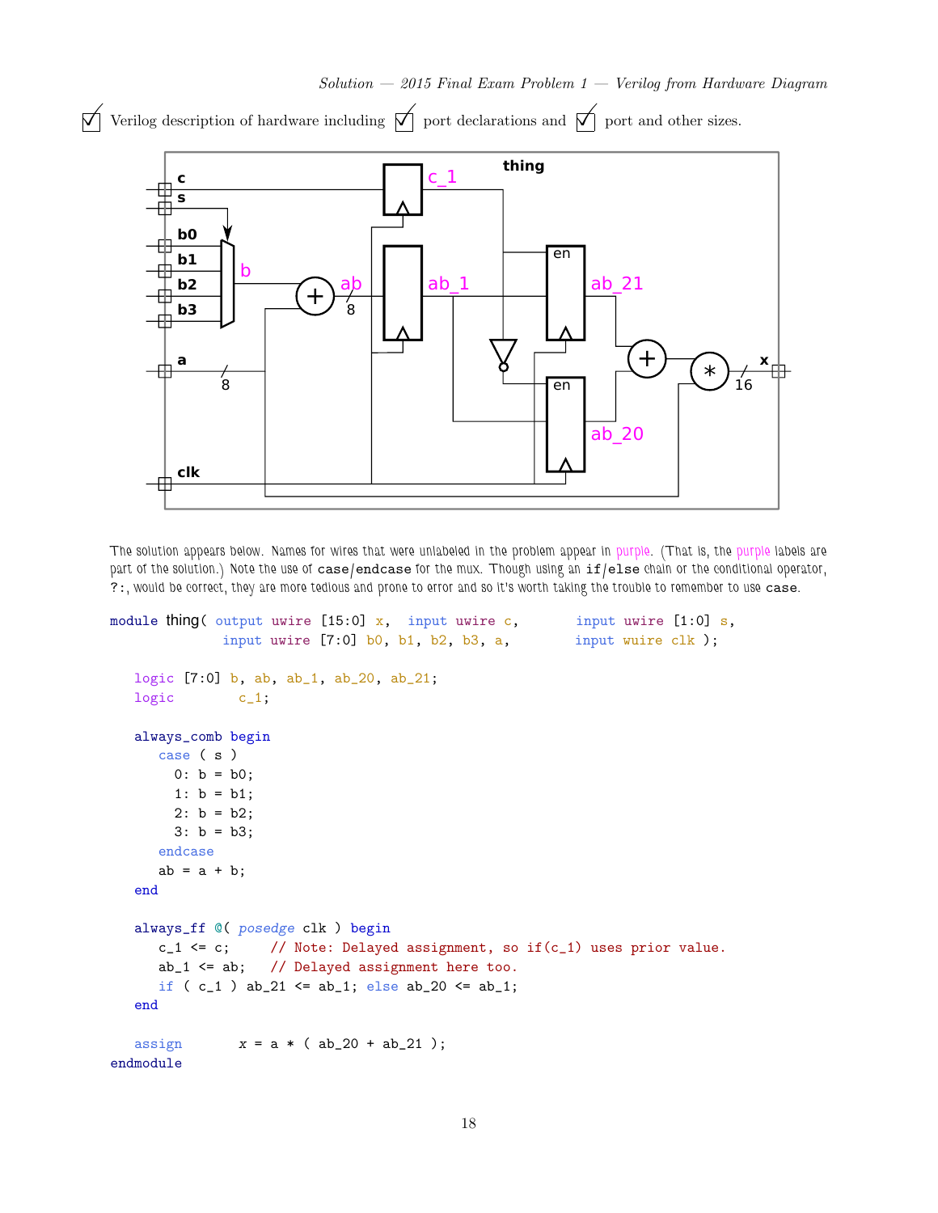☑ Verilog description of hardware including ☑ port declarations and ☑ port and other sizes.

The solution appears below. Names for wires that were unlabeled in the problem appear in purple. (That is, the purple labels are part of the solution.) Note the use of `case`/`endcase` for the mux. Though using an `if`/`else` chain or the conditional operator, `?:`, would be correct, they are more tedious and prone to error and so it's worth taking the trouble to remember to use `case`.

```
module thing( output uwire [15:0] x,  input uwire c,       input uwire [1:0] s,
              input uwire [7:0] b0, b1, b2, b3, a,        input wuire clk );

   logic [7:0] b, ab, ab_1, ab_20, ab_21;
   logic        c_1;

   always_comb begin
      case ( s )
        0: b = b0;
        1: b = b1;
        2: b = b2;
        3: b = b3;
      endcase
      ab = a + b;
   end

   always_ff @( posedge clk ) begin
      c_1 <= c;     // Note: Delayed assignment, so if(c_1) uses prior value.
      ab_1 <= ab;   // Delayed assignment here too.
      if ( c_1 ) ab_21 <= ab_1; else ab_20 <= ab_1;
   end

   assign       x = a * ( ab_20 + ab_21 );
endmodule
```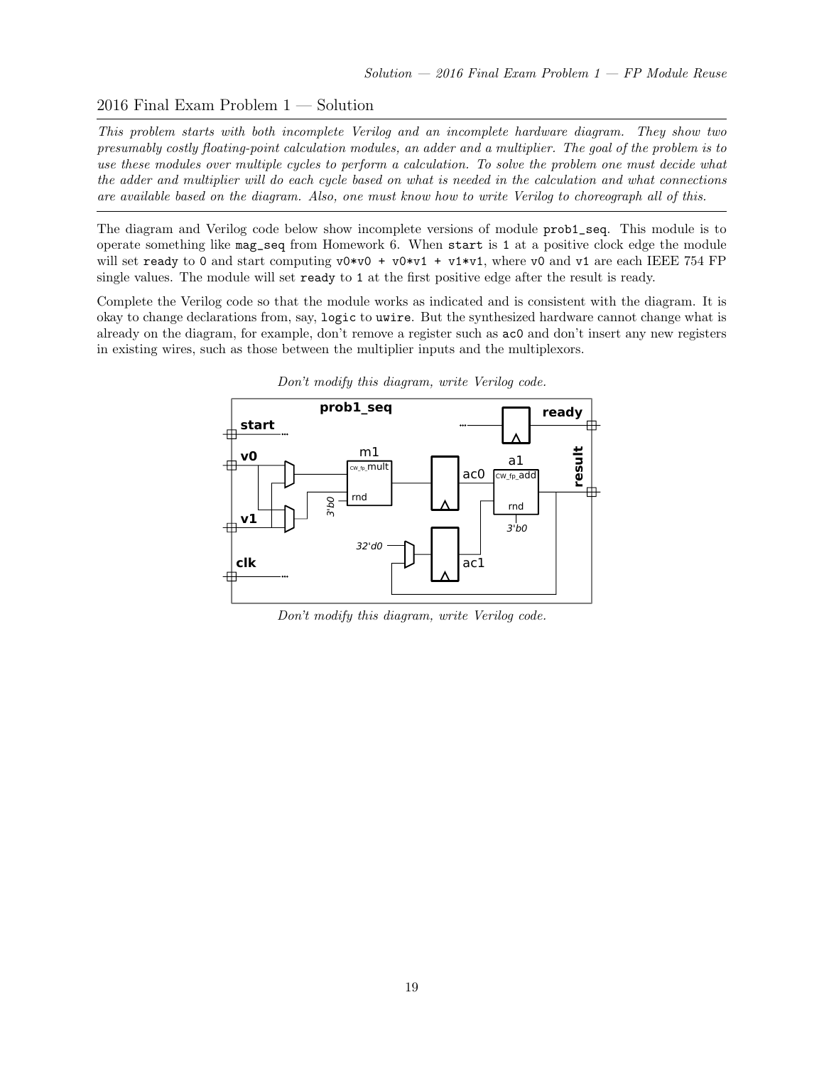## 2016 Final Exam Problem 1 — Solution

*This problem starts with both incomplete Verilog and an incomplete hardware diagram. They show two presumably costly floating-point calculation modules, an adder and a multiplier. The goal of the problem is to use these modules over multiple cycles to perform a calculation. To solve the problem one must decide what the adder and multiplier will do each cycle based on what is needed in the calculation and what connections are available based on the diagram. Also, one must know how to write Verilog to choreograph all of this.*

---

The diagram and Verilog code below show incomplete versions of module `prob1_seq`. This module is to operate something like `mag_seq` from Homework 6. When `start` is 1 at a positive clock edge the module will set `ready` to 0 and start computing `v0*v0 + v0*v1 + v1*v1`, where `v0` and `v1` are each IEEE 754 FP single values. The module will set `ready` to 1 at the first positive edge after the result is ready.

Complete the Verilog code so that the module works as indicated and is consistent with the diagram. It is okay to change declarations from, say, `logic` to `uwire`. But the synthesized hardware cannot change what is already on the diagram, for example, don't remove a register such as `ac0` and don't insert any new registers in existing wires, such as those between the multiplier inputs and the multiplexors.

*Don't modify this diagram, write Verilog code.*

*Don't modify this diagram, write Verilog code.*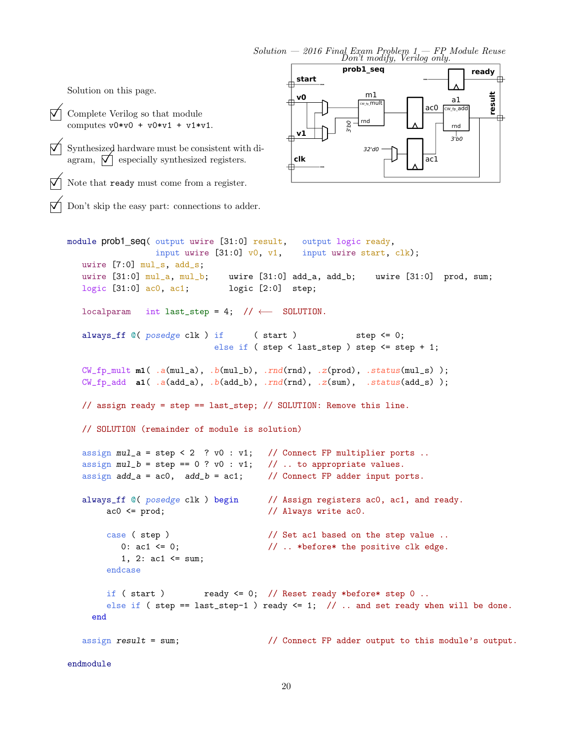Solution — 2016 Final Exam Problem 1 — FP Module Reuse

Solution on this page.

- [x] Complete Verilog so that module computes v0*v0 + v0*v1 + v1*v1.
- [x] Synthesized hardware must be consistent with diagram, [x] especially synthesized registers.
- [x] Note that ready must come from a register.
- [x] Don't skip the easy part: connections to adder.

Don't modify, Verilog only.

```
module prob1_seq( output uwire [31:0] result,   output logic ready,
                  input uwire [31:0] v0, v1,    input uwire start, clk);
   uwire [7:0] mul_s, add_s;
   uwire [31:0] mul_a, mul_b;    uwire [31:0] add_a, add_b;    uwire [31:0]  prod, sum;
   logic [31:0] ac0, ac1;        logic [2:0]  step;

   localparam   int last_step = 4;  // <--  SOLUTION.

   always_ff @( posedge clk ) if      ( start )            step <= 0;
                              else if ( step < last_step ) step <= step + 1;

   CW_fp_mult m1( .a(mul_a), .b(mul_b), .rnd(rnd), .z(prod), .status(mul_s) );
   CW_fp_add  a1( .a(add_a), .b(add_b), .rnd(rnd), .z(sum),  .status(add_s) );

   // assign ready = step == last_step; // SOLUTION: Remove this line.

   // SOLUTION (remainder of module is solution)

   assign mul_a = step < 2  ? v0 : v1;    // Connect FP multiplier ports ..
   assign mul_b = step == 0 ? v0 : v1;    // .. to appropriate values.
   assign add_a = ac0,  add_b = ac1;      // Connect FP adder input ports.

   always_ff @( posedge clk ) begin       // Assign registers ac0, ac1, and ready.
      ac0 <= prod;                        // Always write ac0.

      case ( step )                       // Set ac1 based on the step value ..
        0: ac1 <= 0;                      // .. *before* the positive clk edge.
        1, 2: ac1 <= sum;
      endcase

      if ( start )          ready <= 0;   // Reset ready *before* step 0 ..
      else if ( step == last_step-1 ) ready <= 1;  // .. and set ready when will be done.
   end

   assign result = sum;                   // Connect FP adder output to this module's output.

endmodule
```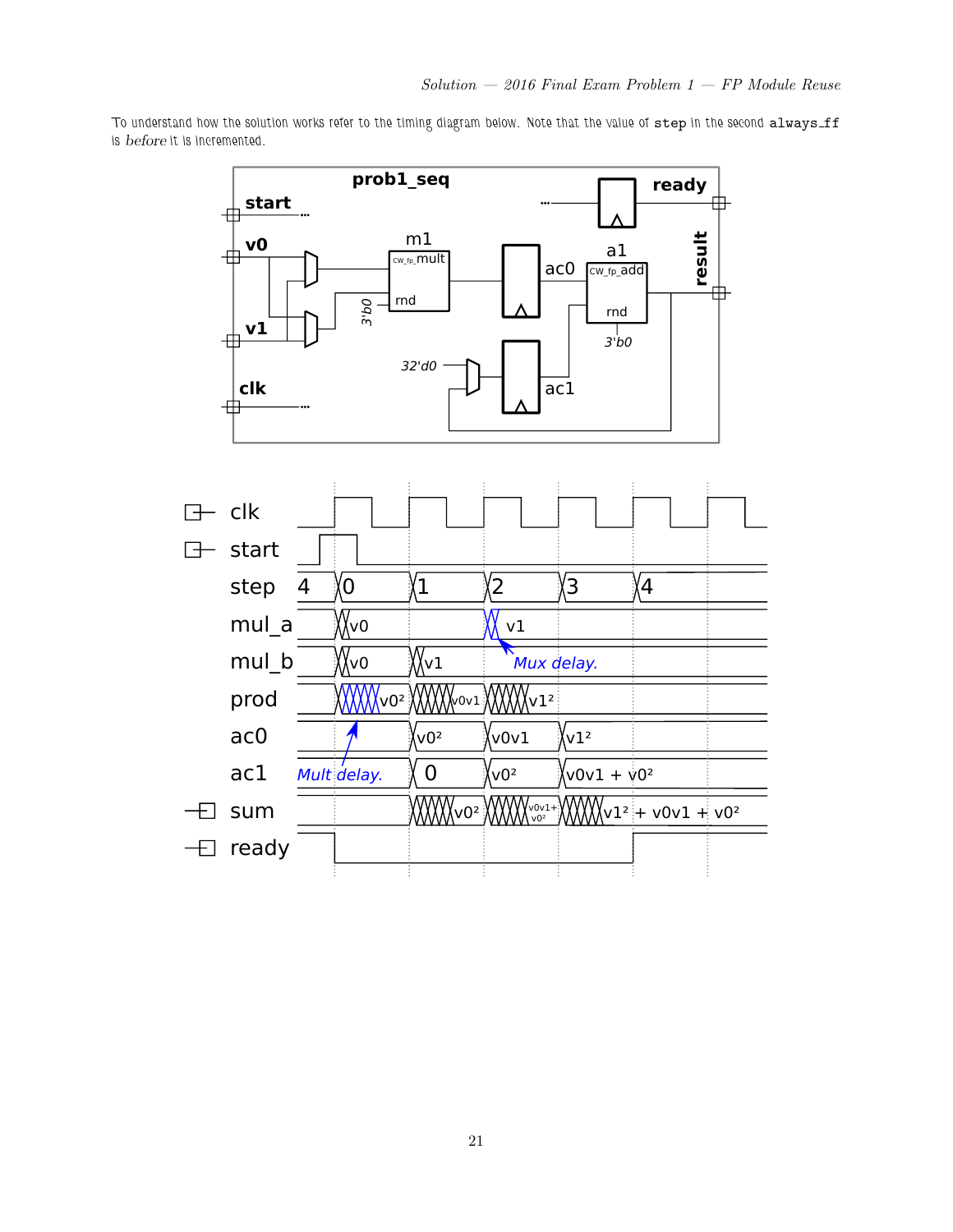To understand how the solution works refer to the timing diagram below. Note that the value of `step` in the second `always_ff` is *before* it is incremented.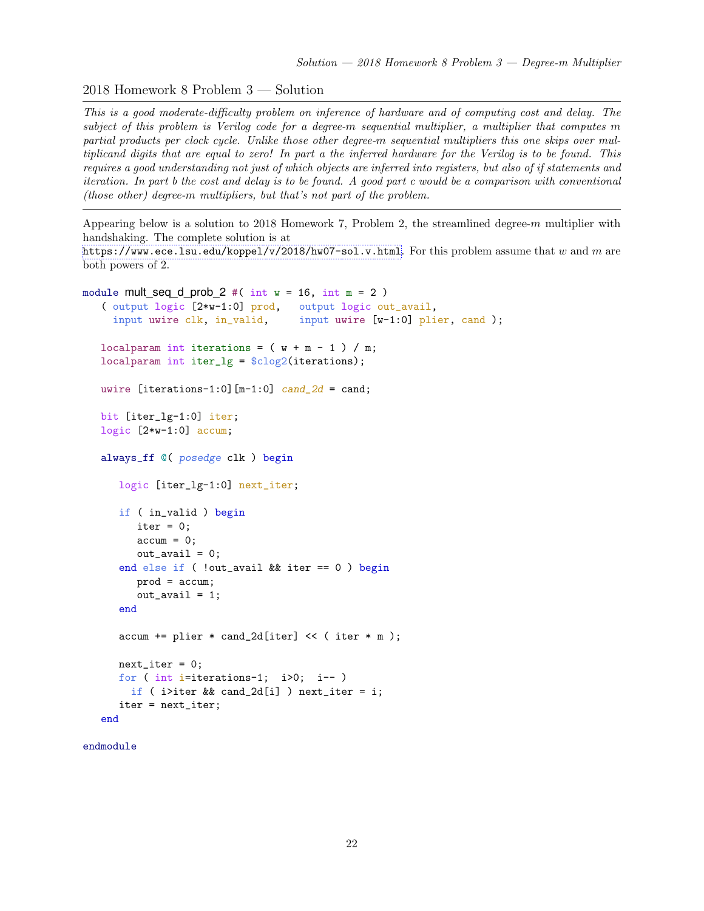## 2018 Homework 8 Problem 3 — Solution

---

*This is a good moderate-difficulty problem on inference of hardware and of computing cost and delay. The subject of this problem is Verilog code for a degree-m sequential multiplier, a multiplier that computes m partial products per clock cycle. Unlike those other degree-m sequential multipliers this one skips over multiplicand digits that are equal to zero! In part a the inferred hardware for the Verilog is to be found. This requires a good understanding not just of which objects are inferred into registers, but also of if statements and iteration. In part b the cost and delay is to be found. A good part c would be a comparison with conventional (those other) degree-m multipliers, but that's not part of the problem.*

---

Appearing below is a solution to 2018 Homework 7, Problem 2, the streamlined degree-$m$ multiplier with handshaking. The complete solution is at https://www.ece.lsu.edu/koppel/v/2018/hw07-sol.v.html. For this problem assume that $w$ and $m$ are both powers of 2.

```
module mult_seq_d_prob_2 #( int w = 16, int m = 2 )
   ( output logic [2*w-1:0] prod,   output logic out_avail,
     input uwire clk, in_valid,     input uwire [w-1:0] plier, cand );

   localparam int iterations = ( w + m - 1 ) / m;
   localparam int iter_lg = $clog2(iterations);

   uwire [iterations-1:0][m-1:0] cand_2d = cand;

   bit [iter_lg-1:0] iter;
   logic [2*w-1:0] accum;

   always_ff @( posedge clk ) begin

      logic [iter_lg-1:0] next_iter;

      if ( in_valid ) begin
         iter = 0;
         accum = 0;
         out_avail = 0;
      end else if ( !out_avail && iter == 0 ) begin
         prod = accum;
         out_avail = 1;
      end

      accum += plier * cand_2d[iter] << ( iter * m );

      next_iter = 0;
      for ( int i=iterations-1;  i>0;  i-- )
        if ( i>iter && cand_2d[i] ) next_iter = i;
      iter = next_iter;
   end

endmodule
```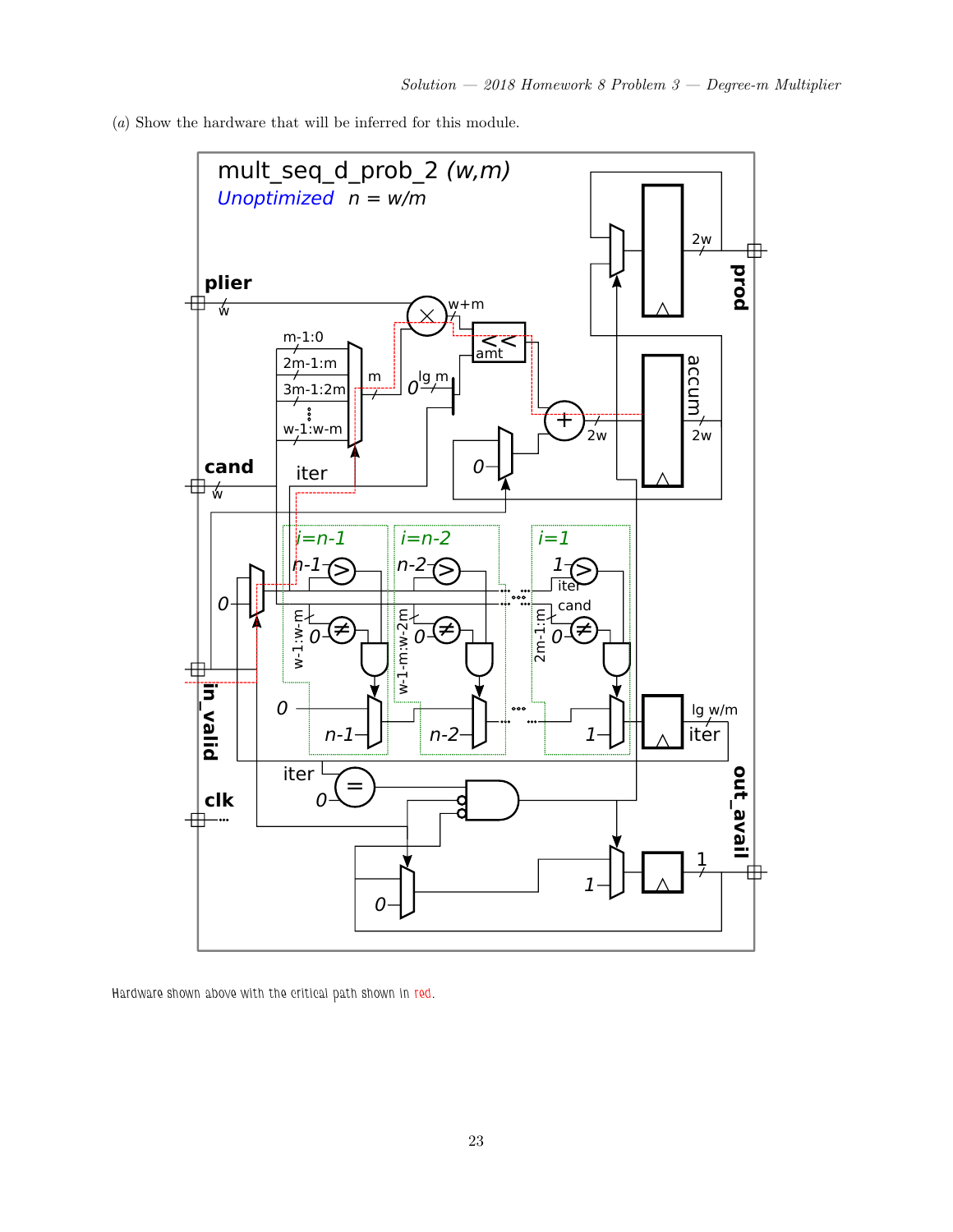(*a*) Show the hardware that will be inferred for this module.

Hardware shown above with the critical path shown in red.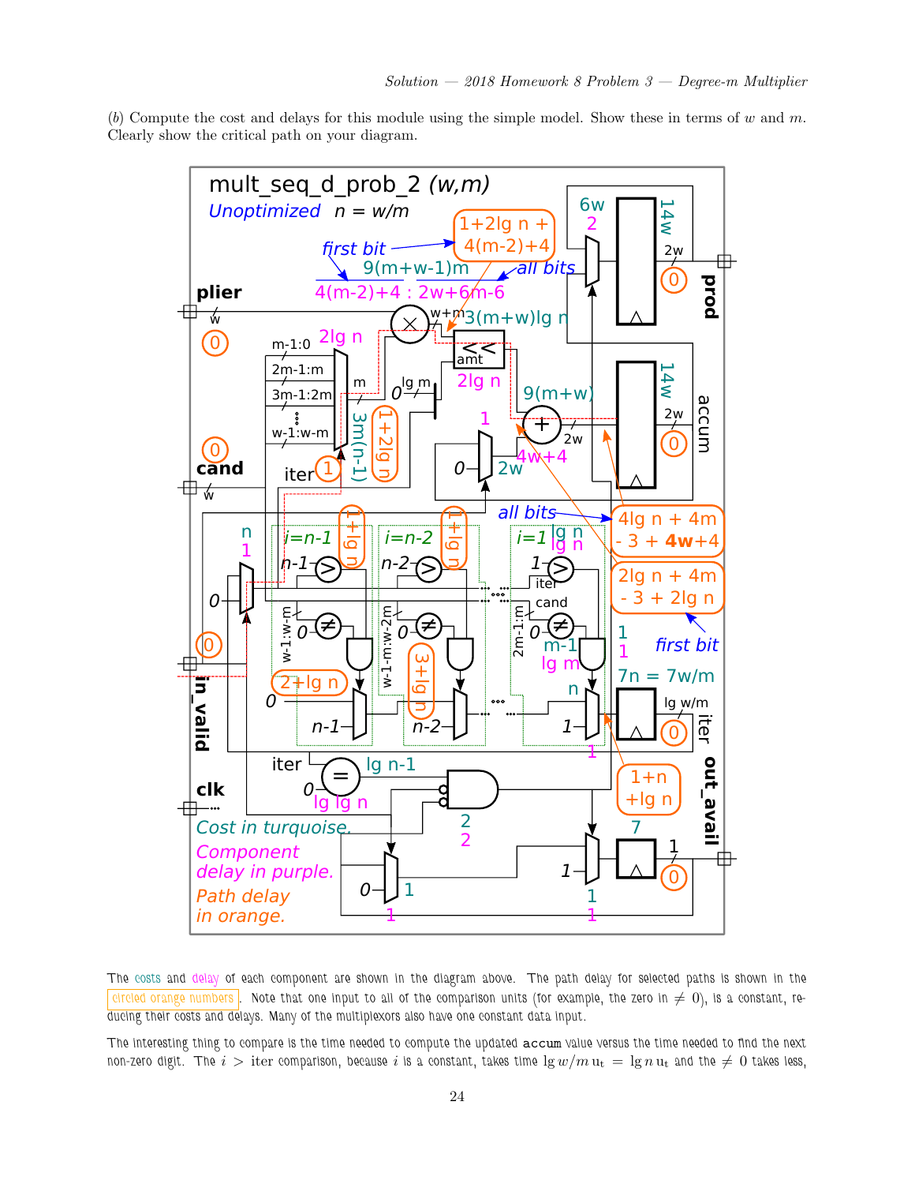(*b*) Compute the cost and delays for this module using the simple model. Show these in terms of $w$ and $m$. Clearly show the critical path on your diagram.

mult_seq_d_prob_2 *(w,m)*

*Unoptimized* $n = w/m$

Cost in turquoise.

Component delay in purple.

Path delay in orange.

The costs and delay of each component are shown in the diagram above. The path delay for selected paths is shown in the circled orange numbers. Note that one input to all of the comparison units (for example, the zero in $\neq 0$), is a constant, reducing their costs and delays. Many of the multiplexors also have one constant data input.

The interesting thing to compare is the time needed to compute the updated accum value versus the time needed to find the next non-zero digit. The $i >$ iter comparison, because $i$ is a constant, takes time $\lg w/m\,\mathrm{u_t} = \lg n\,\mathrm{u_t}$ and the $\neq 0$ takes less,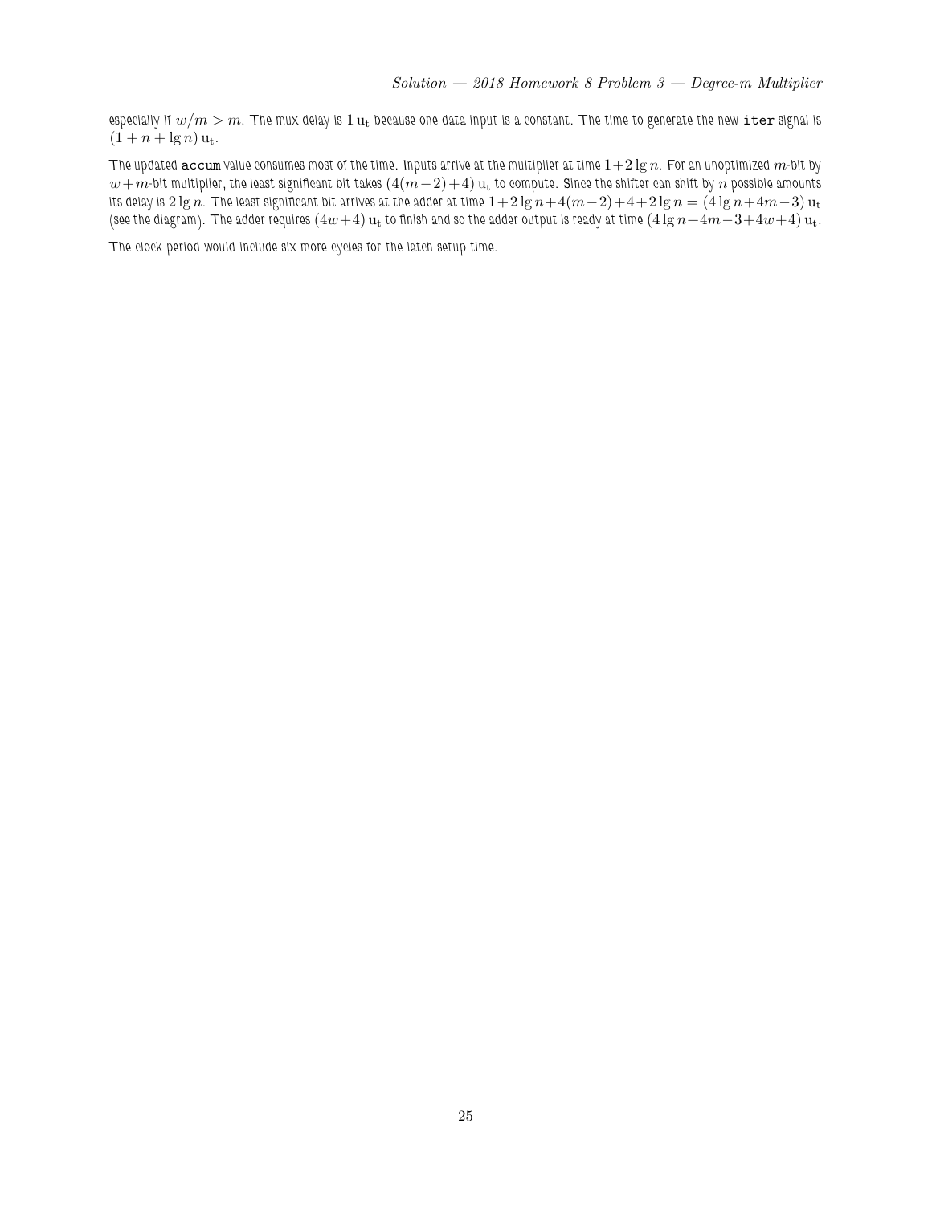especially if $w/m > m$. The mux delay is $1\,\mathrm{u_t}$ because one data input is a constant. The time to generate the new `iter` signal is $(1 + n + \lg n)\,\mathrm{u_t}$.

The updated `accum` value consumes most of the time. Inputs arrive at the multiplier at time $1+2\lg n$. For an unoptimized $m$-bit by $w+m$-bit multiplier, the least significant bit takes $(4(m-2)+4)\,\mathrm{u_t}$ to compute. Since the shifter can shift by $n$ possible amounts its delay is $2\lg n$. The least significant bit arrives at the adder at time $1+2\lg n+4(m-2)+4+2\lg n = (4\lg n+4m-3)\,\mathrm{u_t}$ (see the diagram). The adder requires $(4w+4)\,\mathrm{u_t}$ to finish and so the adder output is ready at time $(4\lg n+4m-3+4w+4)\,\mathrm{u_t}$.

The clock period would include six more cycles for the latch setup time.